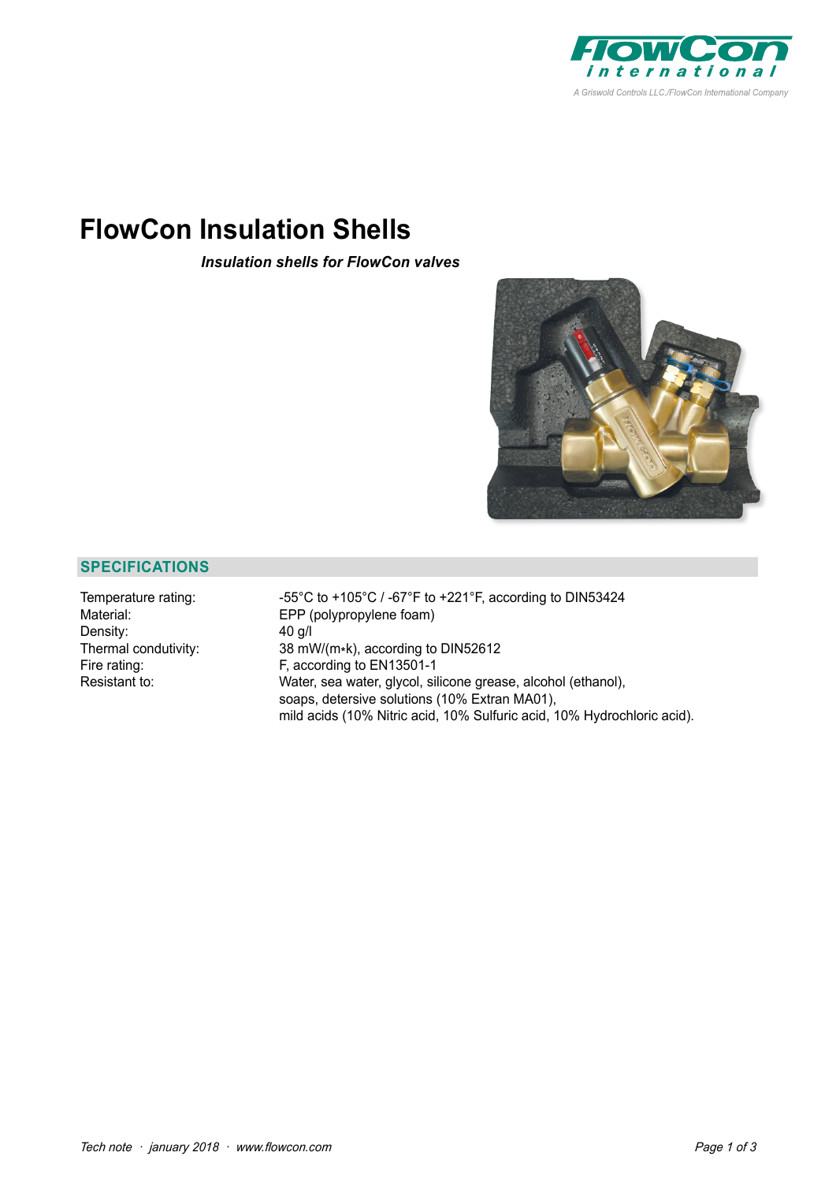# FlowCon Insulation Shells

***Insulation shells for FlowCon valves***

## SPECIFICATIONS

| | |
|---|---|
| Temperature rating: | -55°C to +105°C / -67°F to +221°F, according to DIN53424 |
| Material: | EPP (polypropylene foam) |
| Density: | 40 g/l |
| Thermal condutivity: | 38 mW/(m*k), according to DIN52612 |
| Fire rating: | F, according to EN13501-1 |
| Resistant to: | Water, sea water, glycol, silicone grease, alcohol (ethanol), soaps, detersive solutions (10% Extran MA01), mild acids (10% Nitric acid, 10% Sulfuric acid, 10% Hydrochloric acid). |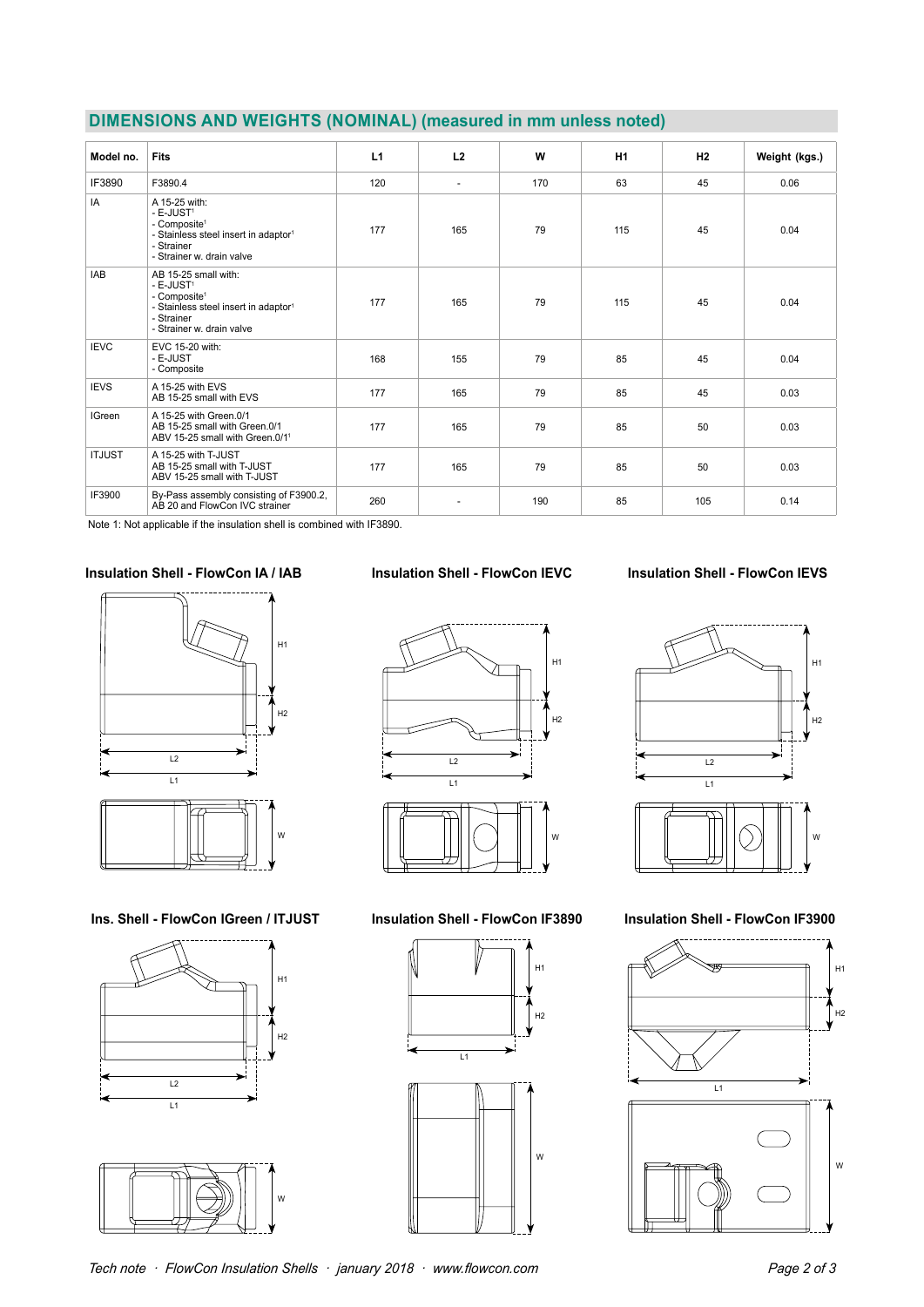## DIMENSIONS AND WEIGHTS (NOMINAL) (measured in mm unless noted)

| Model no. | Fits | L1 | L2 | W | H1 | H2 | Weight (kgs.) |
|---|---|---|---|---|---|---|---|
| IF3890 | F3890.4 | 120 | - | 170 | 63 | 45 | 0.06 |
| IA | A 15-25 with:<br>- E-JUST[1]<br>- Composite[1]<br>- Stainless steel insert in adaptor[1]<br>- Strainer<br>- Strainer w. drain valve | 177 | 165 | 79 | 115 | 45 | 0.04 |
| IAB | AB 15-25 small with:<br>- E-JUST[1]<br>- Composite[1]<br>- Stainless steel insert in adaptor[1]<br>- Strainer<br>- Strainer w. drain valve | 177 | 165 | 79 | 115 | 45 | 0.04 |
| IEVC | EVC 15-20 with:<br>- E-JUST<br>- Composite | 168 | 155 | 79 | 85 | 45 | 0.04 |
| IEVS | A 15-25 with EVS<br>AB 15-25 small with EVS | 177 | 165 | 79 | 85 | 45 | 0.03 |
| IGreen | A 15-25 with Green.0/1<br>AB 15-25 small with Green.0/1<br>ABV 15-25 small with Green.0/1[1] | 177 | 165 | 79 | 85 | 50 | 0.03 |
| ITJUST | A 15-25 with T-JUST<br>AB 15-25 small with T-JUST<br>ABV 15-25 small with T-JUST | 177 | 165 | 79 | 85 | 50 | 0.03 |
| IF3900 | By-Pass assembly consisting of F3900.2, AB 20 and FlowCon IVC strainer | 260 | - | 190 | 85 | 105 | 0.14 |

Note 1: Not applicable if the insulation shell is combined with IF3890.

**Insulation Shell - FlowCon IA / IAB**

**Insulation Shell - FlowCon IEVC**

**Insulation Shell - FlowCon IEVS**

**Ins. Shell - FlowCon IGreen / ITJUST**

**Insulation Shell - FlowCon IF3890**

**Insulation Shell - FlowCon IF3900**

*Tech note · FlowCon Insulation Shells · january 2018 · www.flowcon.com*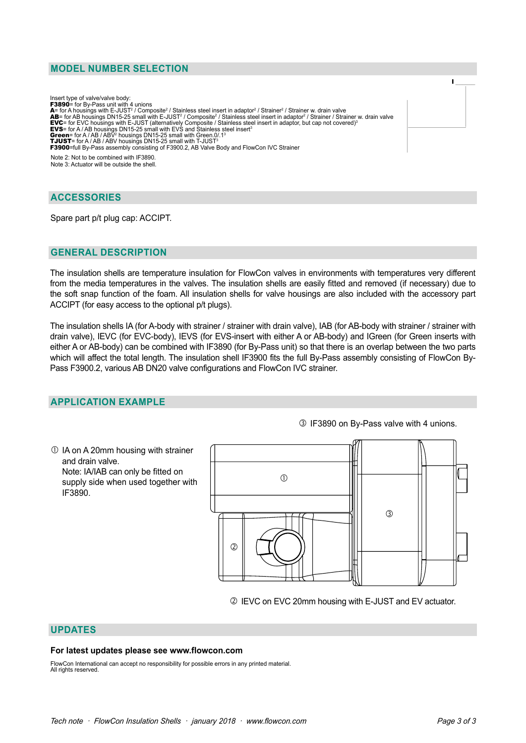## MODEL NUMBER SELECTION

Insert type of valve/valve body:
**F3890**= for By-Pass unit with 4 unions
**A**= for A housings with E-JUST[2] / Composite[2] / Stainless steel insert in adaptor[2] / Strainer[2] / Strainer w. drain valve
**AB**= for AB housings DN15-25 small with E-JUST[2] / Composite[2] / Stainless steel insert in adaptor[2] / Strainer / Strainer w. drain valve
**EVC**= for EVC housings with E-JUST (alternatively Composite / Stainless steel insert in adaptor, but cap not covered)[3]
**EVS**= for A / AB housings DN15-25 small with EVS and Stainless steel insert[3]
**Green**= for A / AB / ABV[2] housings DN15-25 small with Green.0/.1[3]
**TJUST**= for A / AB / ABV housings DN15-25 small with T-JUST[3]
**F3900**=full By-Pass assembly consisting of F3900.2, AB Valve Body and FlowCon IVC Strainer

Note 2: Not to be combined with IF3890.
Note 3: Actuator will be outside the shell.

## ACCESSORIES

Spare part p/t plug cap: ACCIPT.

## GENERAL DESCRIPTION

The insulation shells are temperature insulation for FlowCon valves in environments with temperatures very different from the media temperatures in the valves. The insulation shells are easily fitted and removed (if necessary) due to the soft snap function of the foam. All insulation shells for valve housings are also included with the accessory part ACCIPT (for easy access to the optional p/t plugs).

The insulation shells IA (for A-body with strainer / strainer with drain valve), IAB (for AB-body with strainer / strainer with drain valve), IEVC (for EVC-body), IEVS (for EVS-insert with either A or AB-body) and IGreen (for Green inserts with either A or AB-body) can be combined with IF3890 (for By-Pass unit) so that there is an overlap between the two parts which will affect the total length. The insulation shell IF3900 fits the full By-Pass assembly consisting of FlowCon By-Pass F3900.2, various AB DN20 valve configurations and FlowCon IVC strainer.

## APPLICATION EXAMPLE

③ IF3890 on By-Pass valve with 4 unions.

① IA on A 20mm housing with strainer and drain valve.
Note: IA/IAB can only be fitted on supply side when used together with IF3890.

①

②

③

② IEVC on EVC 20mm housing with E-JUST and EV actuator.

## UPDATES

**For latest updates please see www.flowcon.com**

FlowCon International can accept no responsibility for possible errors in any printed material.
All rights reserved.